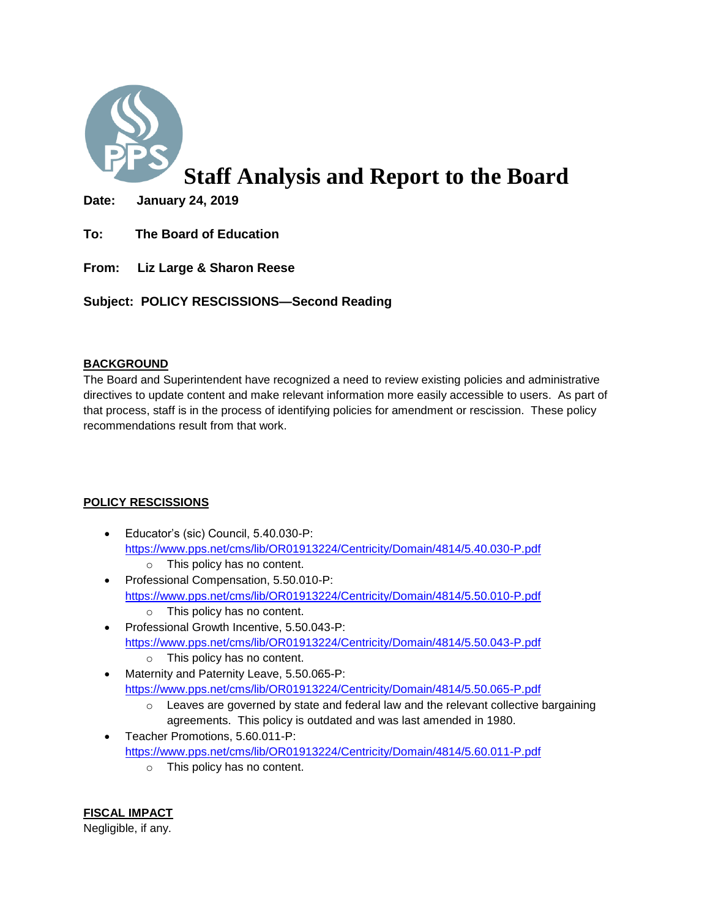# Staff Analysis and Report to the Board

**Date: January 24, 2019**

**To: The Board of Education**

**From: Liz Large & Sharon Reese**

**Subject: POLICY RESCISSIONS—Second Reading**

**BACKGROUND**

The Board and Superintendent have recognized a need to review existing policies and administrative directives to update content and make relevant information more easily accessible to users. As part of that process, staff is in the process of identifying policies for amendment or rescission. These policy recommendations result from that work.

**POLICY RESCISSIONS**

- Educator's (sic) Council, 5.40.030-P: https://www.pps.net/cms/lib/OR01913224/Centricity/Domain/4814/5.40.030-P.pdf
  - This policy has no content.
- Professional Compensation, 5.50.010-P: https://www.pps.net/cms/lib/OR01913224/Centricity/Domain/4814/5.50.010-P.pdf
  - This policy has no content.
- Professional Growth Incentive, 5.50.043-P: https://www.pps.net/cms/lib/OR01913224/Centricity/Domain/4814/5.50.043-P.pdf
  - This policy has no content.
- Maternity and Paternity Leave, 5.50.065-P: https://www.pps.net/cms/lib/OR01913224/Centricity/Domain/4814/5.50.065-P.pdf
  - Leaves are governed by state and federal law and the relevant collective bargaining agreements. This policy is outdated and was last amended in 1980.
- Teacher Promotions, 5.60.011-P: https://www.pps.net/cms/lib/OR01913224/Centricity/Domain/4814/5.60.011-P.pdf
  - This policy has no content.

**FISCAL IMPACT**

Negligible, if any.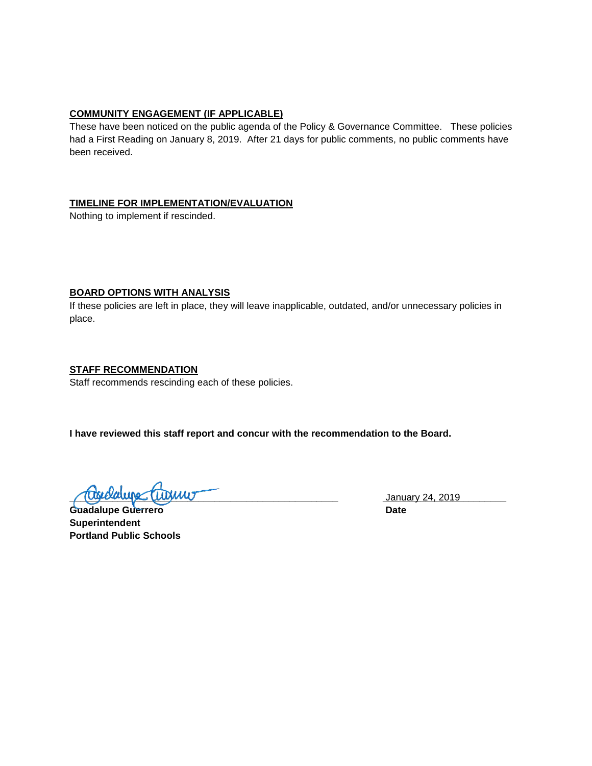## COMMUNITY ENGAGEMENT (IF APPLICABLE)

These have been noticed on the public agenda of the Policy & Governance Committee. These policies had a First Reading on January 8, 2019. After 21 days for public comments, no public comments have been received.

## TIMELINE FOR IMPLEMENTATION/EVALUATION

Nothing to implement if rescinded.

## BOARD OPTIONS WITH ANALYSIS

If these policies are left in place, they will leave inapplicable, outdated, and/or unnecessary policies in place.

## STAFF RECOMMENDATION

Staff recommends rescinding each of these policies.

**I have reviewed this staff report and concur with the recommendation to the Board.**

**Guadalupe Guerrero**
**Superintendent**
**Portland Public Schools**

January 24, 2019
**Date**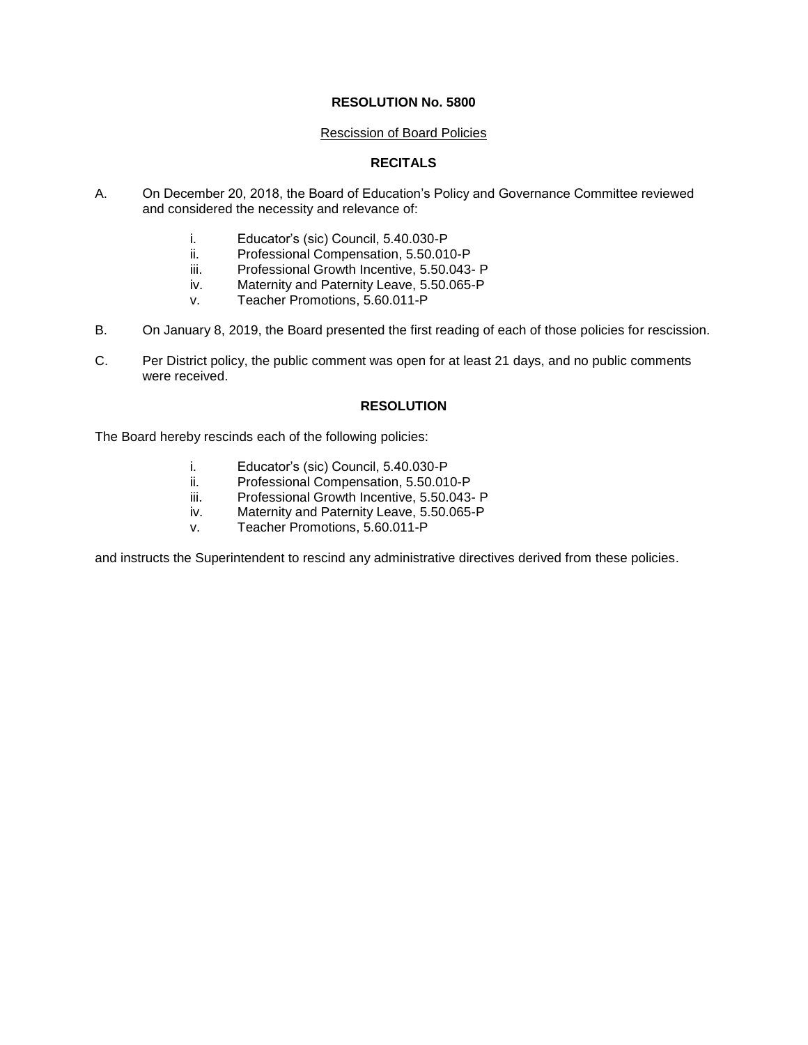**RESOLUTION No. 5800**

Rescission of Board Policies

**RECITALS**

A. On December 20, 2018, the Board of Education's Policy and Governance Committee reviewed and considered the necessity and relevance of:

   i. Educator's (sic) Council, 5.40.030-P
   ii. Professional Compensation, 5.50.010-P
   iii. Professional Growth Incentive, 5.50.043- P
   iv. Maternity and Paternity Leave, 5.50.065-P
   v. Teacher Promotions, 5.60.011-P

B. On January 8, 2019, the Board presented the first reading of each of those policies for rescission.

C. Per District policy, the public comment was open for at least 21 days, and no public comments were received.

**RESOLUTION**

The Board hereby rescinds each of the following policies:

   i. Educator's (sic) Council, 5.40.030-P
   ii. Professional Compensation, 5.50.010-P
   iii. Professional Growth Incentive, 5.50.043- P
   iv. Maternity and Paternity Leave, 5.50.065-P
   v. Teacher Promotions, 5.60.011-P

and instructs the Superintendent to rescind any administrative directives derived from these policies.